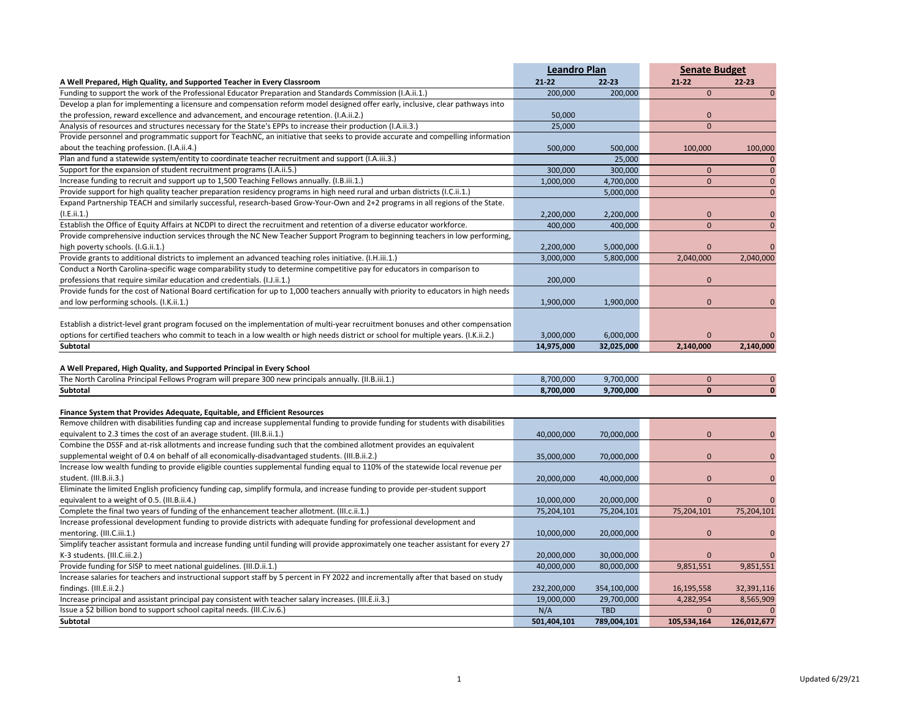| | Leandro Plan | | Senate Budget | |
|---|---|---|---|---|
| **A Well Prepared, High Quality, and Supported Teacher in Every Classroom** | **21-22** | **22-23** | **21-22** | **22-23** |
| Funding to support the work of the Professional Educator Preparation and Standards Commission (I.A.ii.1.) | 200,000 | 200,000 | 0 | 0 |
| Develop a plan for implementing a licensure and compensation reform model designed offer early, inclusive, clear pathways into the profession, reward excellence and advancement, and encourage retention. (I.A.ii.2.) | 50,000 | | 0 | |
| Analysis of resources and structures necessary for the State's EPPs to increase their production (I.A.ii.3.) | 25,000 | | 0 | |
| Provide personnel and programmatic support for TeachNC, an initiative that seeks to provide accurate and compelling information about the teaching profession. (I.A.ii.4.) | 500,000 | 500,000 | 100,000 | 100,000 |
| Plan and fund a statewide system/entity to coordinate teacher recruitment and support (I.A.iii.3.) | | 25,000 | | 0 |
| Support for the expansion of student recruitment programs (I.A.ii.5.) | 300,000 | 300,000 | 0 | 0 |
| Increase funding to recruit and support up to 1,500 Teaching Fellows annually. (I.B.iii.1.) | 1,000,000 | 4,700,000 | 0 | 0 |
| Provide support for high quality teacher preparation residency programs in high need rural and urban districts (I.C.ii.1.) | | 5,000,000 | | 0 |
| Expand Partnership TEACH and similarly successful, research-based Grow-Your-Own and 2+2 programs in all regions of the State. (I.E.ii.1.) | 2,200,000 | 2,200,000 | 0 | 0 |
| Establish the Office of Equity Affairs at NCDPI to direct the recruitment and retention of a diverse educator workforce. | 400,000 | 400,000 | 0 | 0 |
| Provide comprehensive induction services through the NC New Teacher Support Program to beginning teachers in low performing, high poverty schools. (I.G.ii.1.) | 2,200,000 | 5,000,000 | 0 | 0 |
| Provide grants to additional districts to implement an advanced teaching roles initiative. (I.H.iii.1.) | 3,000,000 | 5,800,000 | 2,040,000 | 2,040,000 |
| Conduct a North Carolina-specific wage comparability study to determine competitive pay for educators in comparison to professions that require similar education and credentials. (I.J.ii.1.) | 200,000 | | 0 | |
| Provide funds for the cost of National Board certification for up to 1,000 teachers annually with priority to educators in high needs and low performing schools. (I.K.ii.1.) | 1,900,000 | 1,900,000 | 0 | 0 |
| Establish a district-level grant program focused on the implementation of multi-year recruitment bonuses and other compensation options for certified teachers who commit to teach in a low wealth or high needs district or school for multiple years. (I.K.ii.2.) | 3,000,000 | 6,000,000 | 0 | 0 |
| **Subtotal** | **14,975,000** | **32,025,000** | **2,140,000** | **2,140,000** |
| | | | | |
| **A Well Prepared, High Quality, and Supported Principal in Every School** | | | | |
| The North Carolina Principal Fellows Program will prepare 300 new principals annually. (II.B.iii.1.) | 8,700,000 | 9,700,000 | 0 | 0 |
| **Subtotal** | **8,700,000** | **9,700,000** | **0** | **0** |
| | | | | |
| **Finance System that Provides Adequate, Equitable, and Efficient Resources** | | | | |
| Remove children with disabilities funding cap and increase supplemental funding to provide funding for students with disabilities equivalent to 2.3 times the cost of an average student. (III.B.ii.1.) | 40,000,000 | 70,000,000 | 0 | 0 |
| Combine the DSSF and at-risk allotments and increase funding such that the combined allotment provides an equivalent supplemental weight of 0.4 on behalf of all economically-disadvantaged students. (III.B.ii.2.) | 35,000,000 | 70,000,000 | 0 | 0 |
| Increase low wealth funding to provide eligible counties supplemental funding equal to 110% of the statewide local revenue per student. (III.B.ii.3.) | 20,000,000 | 40,000,000 | 0 | 0 |
| Eliminate the limited English proficiency funding cap, simplify formula, and increase funding to provide per-student support equivalent to a weight of 0.5. (III.B.ii.4.) | 10,000,000 | 20,000,000 | 0 | 0 |
| Complete the final two years of funding of the enhancement teacher allotment. (III.c.ii.1.) | 75,204,101 | 75,204,101 | 75,204,101 | 75,204,101 |
| Increase professional development funding to provide districts with adequate funding for professional development and mentoring. (III.C.iii.1.) | 10,000,000 | 20,000,000 | 0 | 0 |
| Simplify teacher assistant formula and increase funding until funding will provide approximately one teacher assistant for every 27 K-3 students. (III.C.iii.2.) | 20,000,000 | 30,000,000 | 0 | 0 |
| Provide funding for SISP to meet national guidelines. (III.D.ii.1.) | 40,000,000 | 80,000,000 | 9,851,551 | 9,851,551 |
| Increase salaries for teachers and instructional support staff by 5 percent in FY 2022 and incrementally after that based on study findings. (III.E.ii.2.) | 232,200,000 | 354,100,000 | 16,195,558 | 32,391,116 |
| Increase principal and assistant principal pay consistent with teacher salary increases. (III.E.ii.3.) | 19,000,000 | 29,700,000 | 4,282,954 | 8,565,909 |
| Issue a $2 billion bond to support school capital needs. (III.C.iv.6.) | N/A | TBD | 0 | 0 |
| **Subtotal** | **501,404,101** | **789,004,101** | **105,534,164** | **126,012,677** |

Updated 6/29/21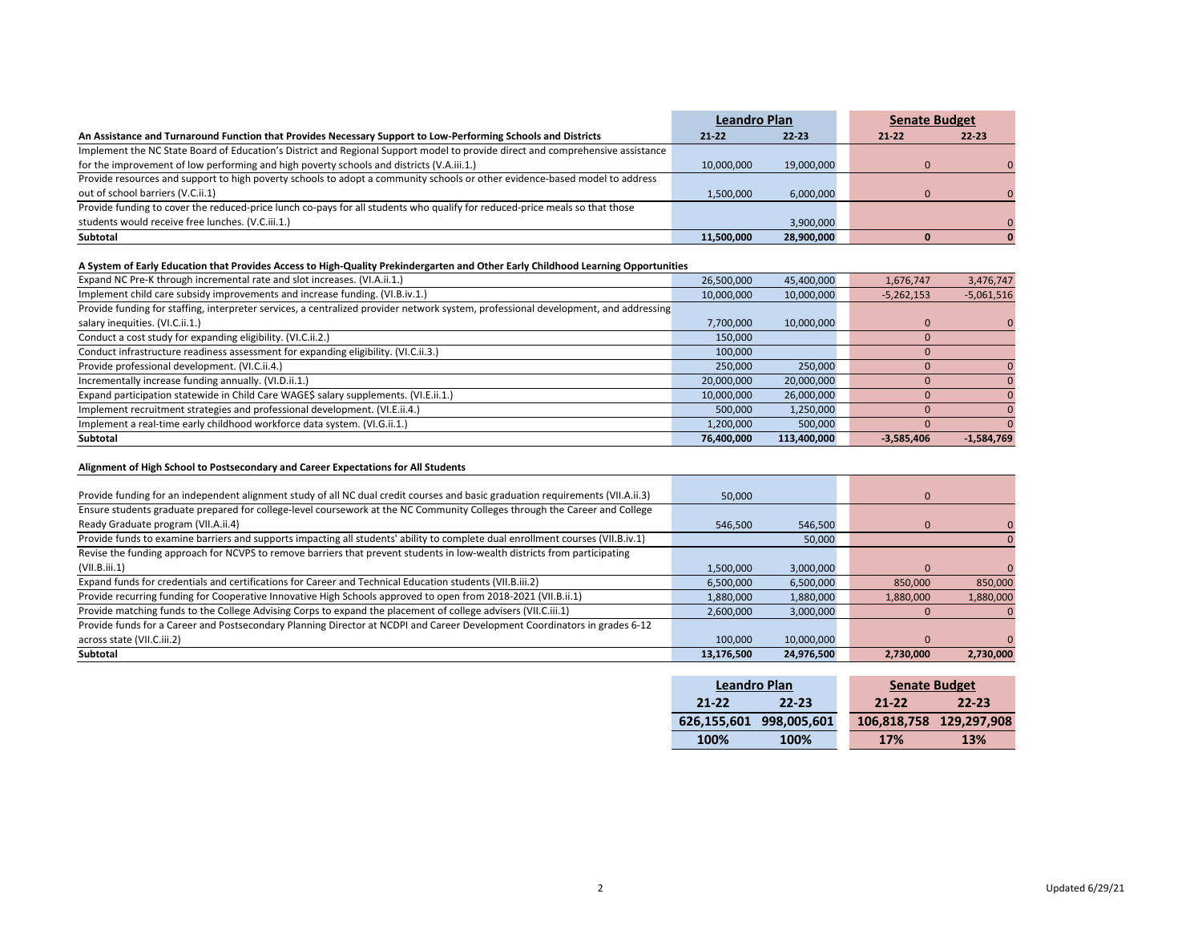| | Leandro Plan | | Senate Budget | |
|---|---|---|---|---|
| **An Assistance and Turnaround Function that Provides Necessary Support to Low-Performing Schools and Districts** | **21-22** | **22-23** | **21-22** | **22-23** |
| Implement the NC State Board of Education's District and Regional Support model to provide direct and comprehensive assistance for the improvement of low performing and high poverty schools and districts (V.A.iii.1.) | 10,000,000 | 19,000,000 | 0 | 0 |
| Provide resources and support to high poverty schools to adopt a community schools or other evidence-based model to address out of school barriers (V.C.ii.1) | 1,500,000 | 6,000,000 | 0 | 0 |
| Provide funding to cover the reduced-price lunch co-pays for all students who qualify for reduced-price meals so that those students would receive free lunches. (V.C.iii.1.) | | 3,900,000 | | 0 |
| **Subtotal** | **11,500,000** | **28,900,000** | **0** | **0** |

| **A System of Early Education that Provides Access to High-Quality Prekindergarten and Other Early Childhood Learning Opportunities** | | | | |
|---|---|---|---|---|
| Expand NC Pre-K through incremental rate and slot increases. (VI.A.ii.1.) | 26,500,000 | 45,400,000 | 1,676,747 | 3,476,747 |
| Implement child care subsidy improvements and increase funding. (VI.B.iv.1.) | 10,000,000 | 10,000,000 | -5,262,153 | -5,061,516 |
| Provide funding for staffing, interpreter services, a centralized provider network system, professional development, and addressing salary inequities. (VI.C.ii.1.) | 7,700,000 | 10,000,000 | 0 | 0 |
| Conduct a cost study for expanding eligibility. (VI.C.ii.2.) | 150,000 | | 0 | |
| Conduct infrastructure readiness assessment for expanding eligibility. (VI.C.ii.3.) | 100,000 | | 0 | |
| Provide professional development. (VI.C.ii.4.) | 250,000 | 250,000 | 0 | 0 |
| Incrementally increase funding annually. (VI.D.ii.1.) | 20,000,000 | 20,000,000 | 0 | 0 |
| Expand participation statewide in Child Care WAGE$ salary supplements. (VI.E.ii.1.) | 10,000,000 | 26,000,000 | 0 | 0 |
| Implement recruitment strategies and professional development. (VI.E.ii.4.) | 500,000 | 1,250,000 | 0 | 0 |
| Implement a real-time early childhood workforce data system. (VI.G.ii.1.) | 1,200,000 | 500,000 | 0 | 0 |
| **Subtotal** | **76,400,000** | **113,400,000** | **-3,585,406** | **-1,584,769** |

| **Alignment of High School to Postsecondary and Career Expectations for All Students** | | | | |
|---|---|---|---|---|
| Provide funding for an independent alignment study of all NC dual credit courses and basic graduation requirements (VII.A.ii.3) | 50,000 | | 0 | |
| Ensure students graduate prepared for college-level coursework at the NC Community Colleges through the Career and College Ready Graduate program (VII.A.ii.4) | 546,500 | 546,500 | 0 | 0 |
| Provide funds to examine barriers and supports impacting all students' ability to complete dual enrollment courses (VII.B.iv.1) | | 50,000 | | 0 |
| Revise the funding approach for NCVPS to remove barriers that prevent students in low-wealth districts from participating (VII.B.iii.1) | 1,500,000 | 3,000,000 | 0 | 0 |
| Expand funds for credentials and certifications for Career and Technical Education students (VII.B.iii.2) | 6,500,000 | 6,500,000 | 850,000 | 850,000 |
| Provide recurring funding for Cooperative Innovative High Schools approved to open from 2018-2021 (VII.B.ii.1) | 1,880,000 | 1,880,000 | 1,880,000 | 1,880,000 |
| Provide matching funds to the College Advising Corps to expand the placement of college advisers (VII.C.iii.1) | 2,600,000 | 3,000,000 | 0 | 0 |
| Provide funds for a Career and Postsecondary Planning Director at NCDPI and Career Development Coordinators in grades 6-12 across state (VII.C.iii.2) | 100,000 | 10,000,000 | 0 | 0 |
| **Subtotal** | **13,176,500** | **24,976,500** | **2,730,000** | **2,730,000** |

| Leandro Plan | | Senate Budget | |
|---|---|---|---|
| **21-22** | **22-23** | **21-22** | **22-23** |
| **626,155,601** | **998,005,601** | **106,818,758** | **129,297,908** |
| **100%** | **100%** | **17%** | **13%** |

Updated 6/29/21